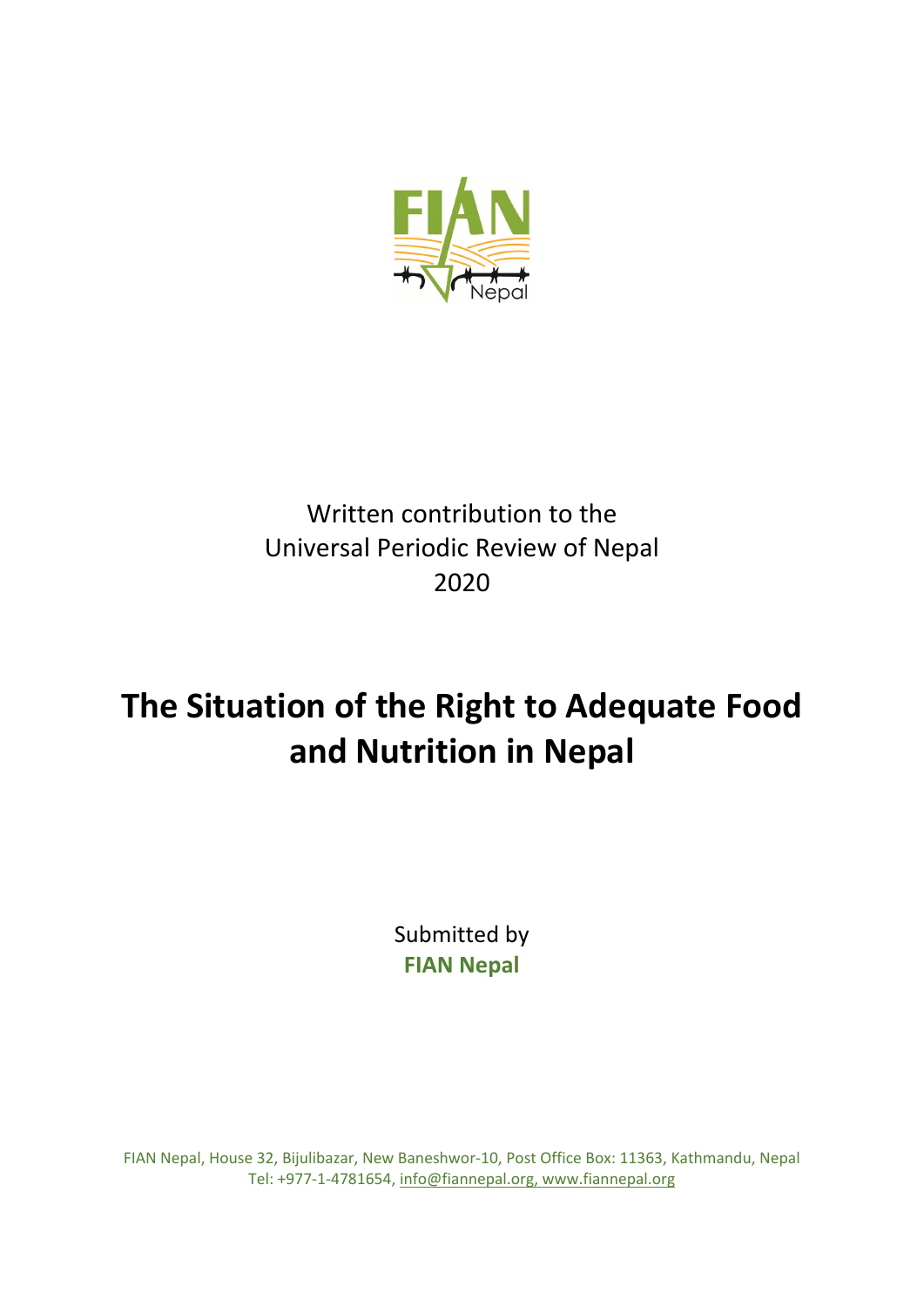Written contribution to the
Universal Periodic Review of Nepal
2020

# The Situation of the Right to Adequate Food and Nutrition in Nepal

Submitted by
**FIAN Nepal**

FIAN Nepal, House 32, Bijulibazar, New Baneshwor-10, Post Office Box: 11363, Kathmandu, Nepal
Tel: +977-1-4781654, info@fiannepal.org, www.fiannepal.org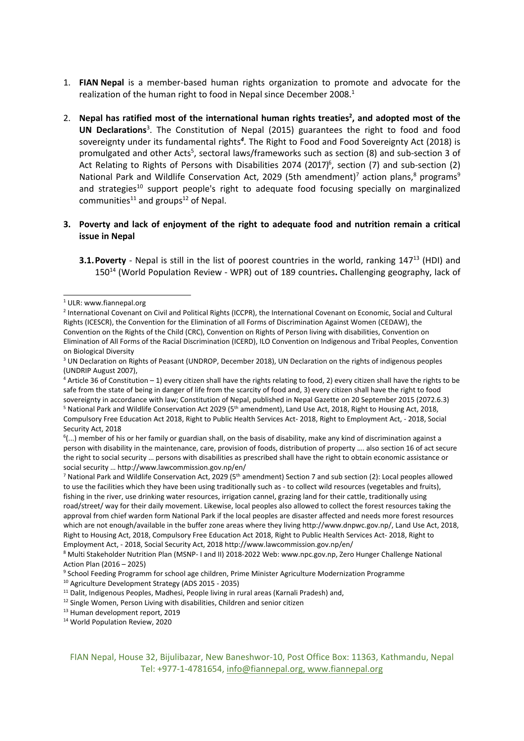1. **FIAN Nepal** is a member-based human rights organization to promote and advocate for the realization of the human right to food in Nepal since December 2008.[1]

2. **Nepal has ratified most of the international human rights treaties[2], and adopted most of the UN Declarations**[3]. The Constitution of Nepal (2015) guarantees the right to food and food sovereignty under its fundamental rights[4]. The Right to Food and Food Sovereignty Act (2018) is promulgated and other Acts[5], sectoral laws/frameworks such as section (8) and sub-section 3 of Act Relating to Rights of Persons with Disabilities 2074 (2017)[6], section (7) and sub-section (2) National Park and Wildlife Conservation Act, 2029 (5th amendment)[7] action plans,[8] programs[9] and strategies[10] support people's right to adequate food focusing specially on marginalized communities[11] and groups[12] of Nepal.

3. **Poverty and lack of enjoyment of the right to adequate food and nutrition remain a critical issue in Nepal**

   **3.1. Poverty** - Nepal is still in the list of poorest countries in the world, ranking 147[13] (HDI) and 150[14] (World Population Review - WPR) out of 189 countries**.** Challenging geography, lack of

---

[1] ULR: www.fiannepal.org

[2] International Covenant on Civil and Political Rights (ICCPR), the International Covenant on Economic, Social and Cultural Rights (ICESCR), the Convention for the Elimination of all Forms of Discrimination Against Women (CEDAW), the Convention on the Rights of the Child (CRC), Convention on Rights of Person living with disabilities, Convention on Elimination of All Forms of the Racial Discrimination (ICERD), ILO Convention on Indigenous and Tribal Peoples, Convention on Biological Diversity

[3] UN Declaration on Rights of Peasant (UNDROP, December 2018), UN Declaration on the rights of indigenous peoples (UNDRIP August 2007),

[4] Article 36 of Constitution – 1) every citizen shall have the rights relating to food, 2) every citizen shall have the rights to be safe from the state of being in danger of life from the scarcity of food and, 3) every citizen shall have the right to food sovereignty in accordance with law; Constitution of Nepal, published in Nepal Gazette on 20 September 2015 (2072.6.3)

[5] National Park and Wildlife Conservation Act 2029 (5th amendment), Land Use Act, 2018, Right to Housing Act, 2018, Compulsory Free Education Act 2018, Right to Public Health Services Act- 2018, Right to Employment Act, - 2018, Social Security Act, 2018

[6](...) member of his or her family or guardian shall, on the basis of disability, make any kind of discrimination against a person with disability in the maintenance, care, provision of foods, distribution of property …. also section 16 of act secure the right to social security … persons with disabilities as prescribed shall have the right to obtain economic assistance or social security … http://www.lawcommission.gov.np/en/

[7] National Park and Wildlife Conservation Act, 2029 (5th amendment) Section 7 and sub section (2): Local peoples allowed to use the facilities which they have been using traditionally such as - to collect wild resources (vegetables and fruits), fishing in the river, use drinking water resources, irrigation cannel, grazing land for their cattle, traditionally using road/street/ way for their daily movement. Likewise, local peoples also allowed to collect the forest resources taking the approval from chief warden form National Park if the local peoples are disaster affected and needs more forest resources which are not enough/available in the buffer zone areas where they living http://www.dnpwc.gov.np/, Land Use Act, 2018, Right to Housing Act, 2018, Compulsory Free Education Act 2018, Right to Public Health Services Act- 2018, Right to Employment Act, - 2018, Social Security Act, 2018 http://www.lawcommission.gov.np/en/

[8] Multi Stakeholder Nutrition Plan (MSNP- I and II) 2018-2022 Web: www.npc.gov.np, Zero Hunger Challenge National Action Plan (2016 – 2025)

[9] School Feeding Programm for school age children, Prime Minister Agriculture Modernization Programme

[10] Agriculture Development Strategy (ADS 2015 - 2035)

[11] Dalit, Indigenous Peoples, Madhesi, People living in rural areas (Karnali Pradesh) and,

[12] Single Women, Person Living with disabilities, Children and senior citizen

[13] Human development report, 2019

[14] World Population Review, 2020

FIAN Nepal, House 32, Bijulibazar, New Baneshwor-10, Post Office Box: 11363, Kathmandu, Nepal
Tel: +977-1-4781654, info@fiannepal.org, www.fiannepal.org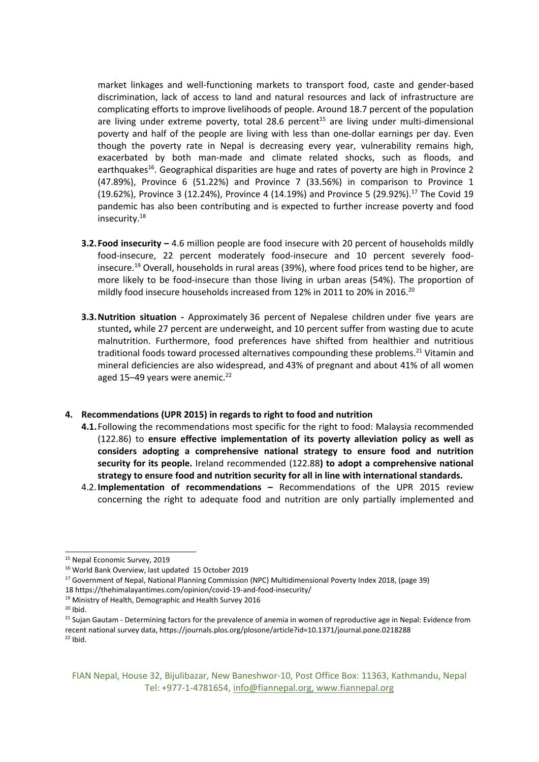market linkages and well-functioning markets to transport food, caste and gender-based discrimination, lack of access to land and natural resources and lack of infrastructure are complicating efforts to improve livelihoods of people. Around 18.7 percent of the population are living under extreme poverty, total 28.6 percent[15] are living under multi-dimensional poverty and half of the people are living with less than one-dollar earnings per day. Even though the poverty rate in Nepal is decreasing every year, vulnerability remains high, exacerbated by both man-made and climate related shocks, such as floods, and earthquakes[16]. Geographical disparities are huge and rates of poverty are high in Province 2 (47.89%), Province 6 (51.22%) and Province 7 (33.56%) in comparison to Province 1 (19.62%), Province 3 (12.24%), Province 4 (14.19%) and Province 5 (29.92%).[17] The Covid 19 pandemic has also been contributing and is expected to further increase poverty and food insecurity.[18]

**3.2. Food insecurity –** 4.6 million people are food insecure with 20 percent of households mildly food-insecure, 22 percent moderately food-insecure and 10 percent severely food-insecure.[19] Overall, households in rural areas (39%), where food prices tend to be higher, are more likely to be food-insecure than those living in urban areas (54%). The proportion of mildly food insecure households increased from 12% in 2011 to 20% in 2016.[20]

**3.3. Nutrition situation -** Approximately 36 percent of Nepalese children under five years are stunted**,** while 27 percent are underweight, and 10 percent suffer from wasting due to acute malnutrition. Furthermore, food preferences have shifted from healthier and nutritious traditional foods toward processed alternatives compounding these problems.[21] Vitamin and mineral deficiencies are also widespread, and 43% of pregnant and about 41% of all women aged 15–49 years were anemic.[22]

## 4. Recommendations (UPR 2015) in regards to right to food and nutrition

**4.1.** Following the recommendations most specific for the right to food: Malaysia recommended (122.86) to **ensure effective implementation of its poverty alleviation policy as well as considers adopting a comprehensive national strategy to ensure food and nutrition security for its people.** Ireland recommended (122.88**) to adopt a comprehensive national strategy to ensure food and nutrition security for all in line with international standards.**

4.2. **Implementation of recommendations –** Recommendations of the UPR 2015 review concerning the right to adequate food and nutrition are only partially implemented and

---

[15] Nepal Economic Survey, 2019

[16] World Bank Overview, last updated 15 October 2019

[17] Government of Nepal, National Planning Commission (NPC) Multidimensional Poverty Index 2018, (page 39)

18 https://thehimalayantimes.com/opinion/covid-19-and-food-insecurity/

[19] Ministry of Health, Demographic and Health Survey 2016

[20] Ibid.

[21] Sujan Gautam - Determining factors for the prevalence of anemia in women of reproductive age in Nepal: Evidence from recent national survey data, https://journals.plos.org/plosone/article?id=10.1371/journal.pone.0218288

[22] Ibid.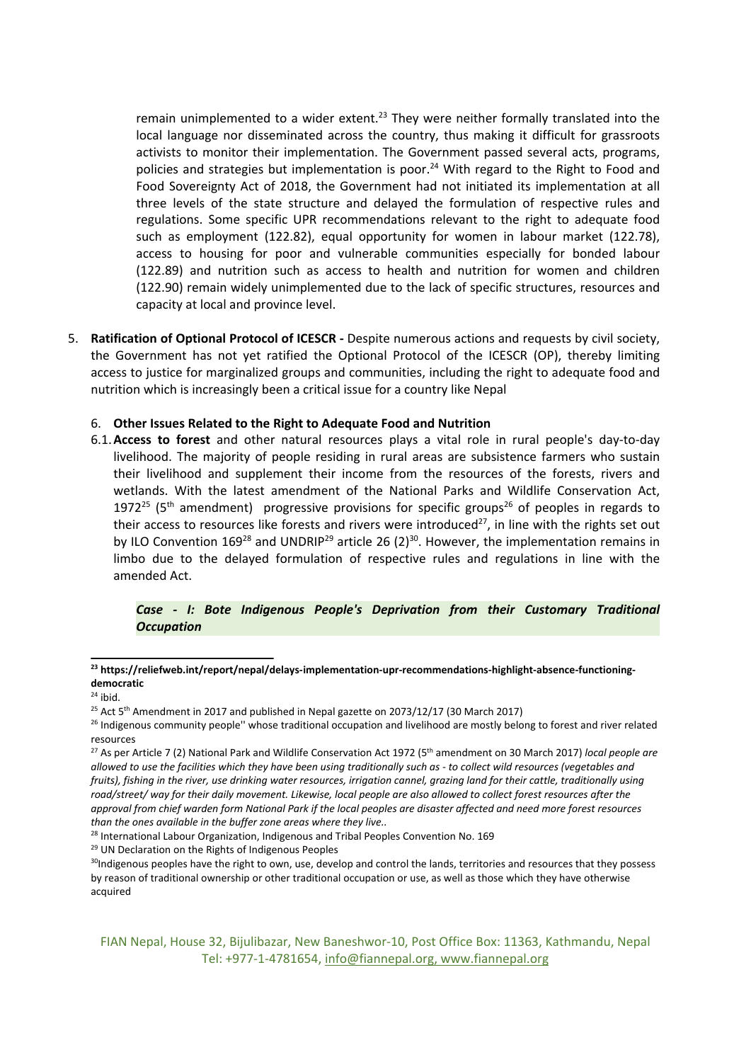remain unimplemented to a wider extent.[23] They were neither formally translated into the local language nor disseminated across the country, thus making it difficult for grassroots activists to monitor their implementation. The Government passed several acts, programs, policies and strategies but implementation is poor.[24] With regard to the Right to Food and Food Sovereignty Act of 2018, the Government had not initiated its implementation at all three levels of the state structure and delayed the formulation of respective rules and regulations. Some specific UPR recommendations relevant to the right to adequate food such as employment (122.82), equal opportunity for women in labour market (122.78), access to housing for poor and vulnerable communities especially for bonded labour (122.89) and nutrition such as access to health and nutrition for women and children (122.90) remain widely unimplemented due to the lack of specific structures, resources and capacity at local and province level.

5. **Ratification of Optional Protocol of ICESCR -** Despite numerous actions and requests by civil society, the Government has not yet ratified the Optional Protocol of the ICESCR (OP), thereby limiting access to justice for marginalized groups and communities, including the right to adequate food and nutrition which is increasingly been a critical issue for a country like Nepal

6. **Other Issues Related to the Right to Adequate Food and Nutrition**

6.1. **Access to forest** and other natural resources plays a vital role in rural people's day-to-day livelihood. The majority of people residing in rural areas are subsistence farmers who sustain their livelihood and supplement their income from the resources of the forests, rivers and wetlands. With the latest amendment of the National Parks and Wildlife Conservation Act, 1972[25] (5th amendment) progressive provisions for specific groups[26] of peoples in regards to their access to resources like forests and rivers were introduced[27], in line with the rights set out by ILO Convention 169[28] and UNDRIP[29] article 26 (2)[30]. However, the implementation remains in limbo due to the delayed formulation of respective rules and regulations in line with the amended Act.

***Case - I: Bote Indigenous People's Deprivation from their Customary Traditional Occupation***

---

[23] **https://reliefweb.int/report/nepal/delays-implementation-upr-recommendations-highlight-absence-functioning-democratic**

[24] ibid.

[25] Act 5th Amendment in 2017 and published in Nepal gazette on 2073/12/17 (30 March 2017)

[26] Indigenous community people'' whose traditional occupation and livelihood are mostly belong to forest and river related resources

[27] As per Article 7 (2) National Park and Wildlife Conservation Act 1972 (5th amendment on 30 March 2017) *local people are allowed to use the facilities which they have been using traditionally such as - to collect wild resources (vegetables and fruits), fishing in the river, use drinking water resources, irrigation cannel, grazing land for their cattle, traditionally using road/street/ way for their daily movement. Likewise, local people are also allowed to collect forest resources after the approval from chief warden form National Park if the local peoples are disaster affected and need more forest resources than the ones available in the buffer zone areas where they live..*

[28] International Labour Organization, Indigenous and Tribal Peoples Convention No. 169

[29] UN Declaration on the Rights of Indigenous Peoples

[30] Indigenous peoples have the right to own, use, develop and control the lands, territories and resources that they possess by reason of traditional ownership or other traditional occupation or use, as well as those which they have otherwise acquired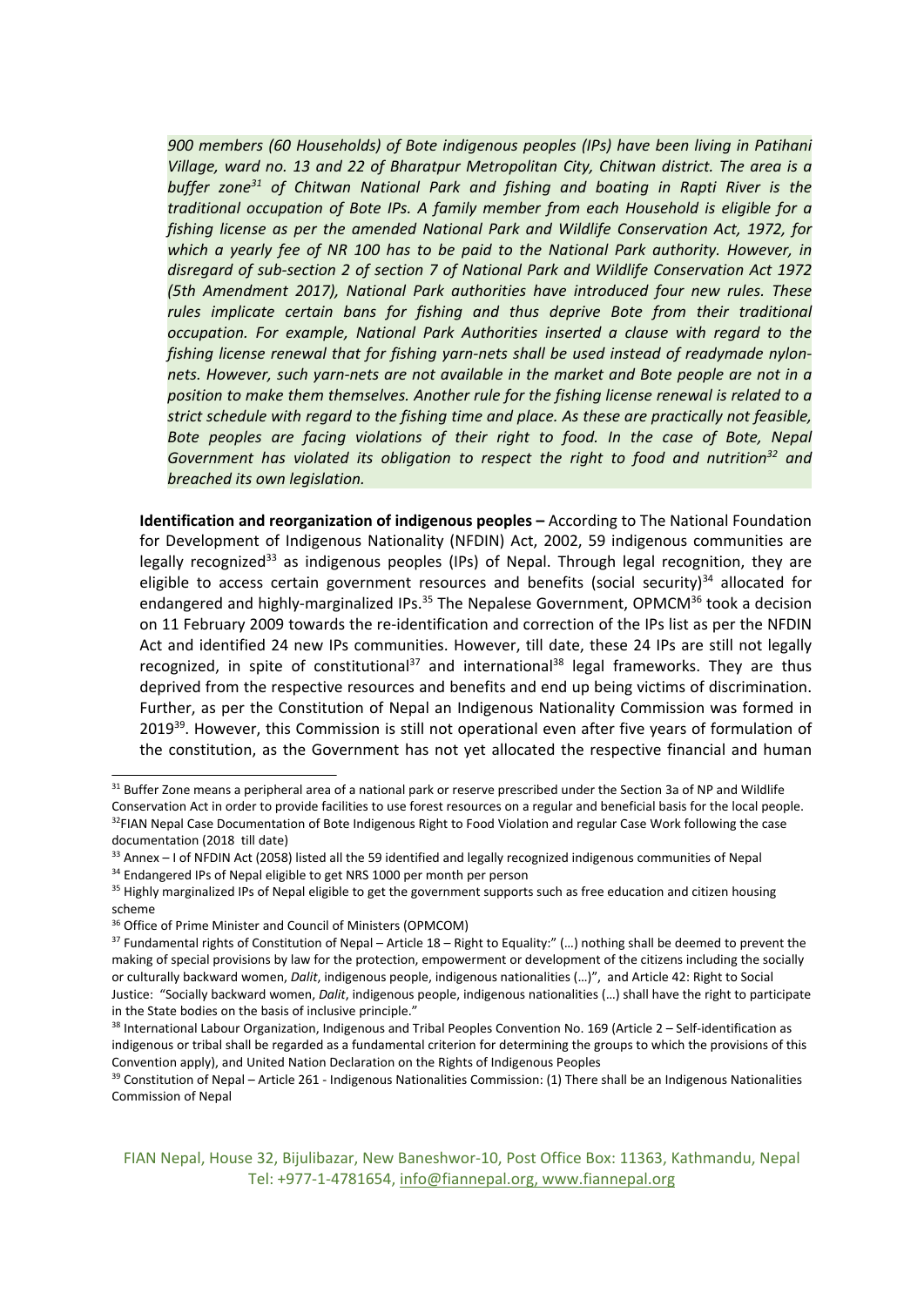*900 members (60 Households) of Bote indigenous peoples (IPs) have been living in Patihani Village, ward no. 13 and 22 of Bharatpur Metropolitan City, Chitwan district. The area is a buffer zone[31] of Chitwan National Park and fishing and boating in Rapti River is the traditional occupation of Bote IPs. A family member from each Household is eligible for a fishing license as per the amended National Park and Wildlife Conservation Act, 1972, for which a yearly fee of NR 100 has to be paid to the National Park authority. However, in disregard of sub-section 2 of section 7 of National Park and Wildlife Conservation Act 1972 (5th Amendment 2017), National Park authorities have introduced four new rules. These rules implicate certain bans for fishing and thus deprive Bote from their traditional occupation. For example, National Park Authorities inserted a clause with regard to the fishing license renewal that for fishing yarn-nets shall be used instead of readymade nylon-nets. However, such yarn-nets are not available in the market and Bote people are not in a position to make them themselves. Another rule for the fishing license renewal is related to a strict schedule with regard to the fishing time and place. As these are practically not feasible, Bote peoples are facing violations of their right to food. In the case of Bote, Nepal Government has violated its obligation to respect the right to food and nutrition[32] and breached its own legislation.*

**Identification and reorganization of indigenous peoples –** According to The National Foundation for Development of Indigenous Nationality (NFDIN) Act, 2002, 59 indigenous communities are legally recognized[33] as indigenous peoples (IPs) of Nepal. Through legal recognition, they are eligible to access certain government resources and benefits (social security)[34] allocated for endangered and highly-marginalized IPs.[35] The Nepalese Government, OPMCM[36] took a decision on 11 February 2009 towards the re-identification and correction of the IPs list as per the NFDIN Act and identified 24 new IPs communities. However, till date, these 24 IPs are still not legally recognized, in spite of constitutional[37] and international[38] legal frameworks. They are thus deprived from the respective resources and benefits and end up being victims of discrimination. Further, as per the Constitution of Nepal an Indigenous Nationality Commission was formed in 2019[39]. However, this Commission is still not operational even after five years of formulation of the constitution, as the Government has not yet allocated the respective financial and human

---

[31] Buffer Zone means a peripheral area of a national park or reserve prescribed under the Section 3a of NP and Wildlife Conservation Act in order to provide facilities to use forest resources on a regular and beneficial basis for the local people.

[32] FIAN Nepal Case Documentation of Bote Indigenous Right to Food Violation and regular Case Work following the case documentation (2018 till date)

[33] Annex – I of NFDIN Act (2058) listed all the 59 identified and legally recognized indigenous communities of Nepal

[34] Endangered IPs of Nepal eligible to get NRS 1000 per month per person

[35] Highly marginalized IPs of Nepal eligible to get the government supports such as free education and citizen housing scheme

[36] Office of Prime Minister and Council of Ministers (OPMCOM)

[37] Fundamental rights of Constitution of Nepal – Article 18 – Right to Equality:" (…) nothing shall be deemed to prevent the making of special provisions by law for the protection, empowerment or development of the citizens including the socially or culturally backward women, *Dalit*, indigenous people, indigenous nationalities (…)", and Article 42: Right to Social Justice: "Socially backward women, *Dalit*, indigenous people, indigenous nationalities (…) shall have the right to participate in the State bodies on the basis of inclusive principle."

[38] International Labour Organization, Indigenous and Tribal Peoples Convention No. 169 (Article 2 – Self-identification as indigenous or tribal shall be regarded as a fundamental criterion for determining the groups to which the provisions of this Convention apply), and United Nation Declaration on the Rights of Indigenous Peoples

[39] Constitution of Nepal – Article 261 - Indigenous Nationalities Commission: (1) There shall be an Indigenous Nationalities Commission of Nepal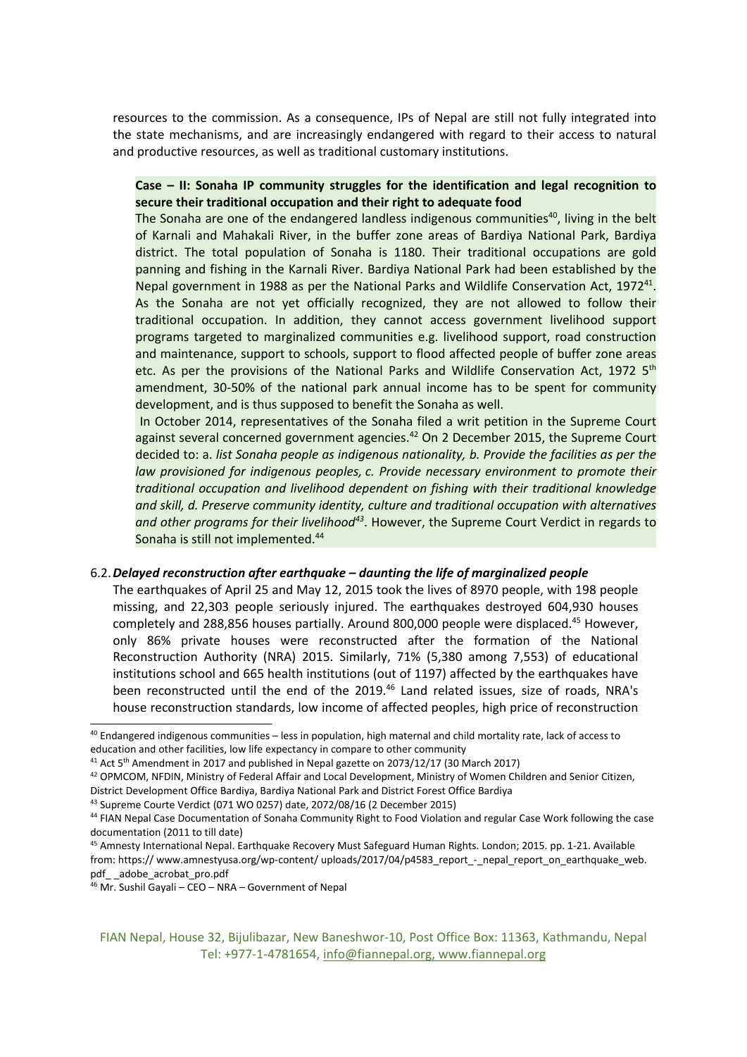resources to the commission. As a consequence, IPs of Nepal are still not fully integrated into the state mechanisms, and are increasingly endangered with regard to their access to natural and productive resources, as well as traditional customary institutions.

**Case – II: Sonaha IP community struggles for the identification and legal recognition to secure their traditional occupation and their right to adequate food**

The Sonaha are one of the endangered landless indigenous communities[40], living in the belt of Karnali and Mahakali River, in the buffer zone areas of Bardiya National Park, Bardiya district. The total population of Sonaha is 1180. Their traditional occupations are gold panning and fishing in the Karnali River. Bardiya National Park had been established by the Nepal government in 1988 as per the National Parks and Wildlife Conservation Act, 1972[41]. As the Sonaha are not yet officially recognized, they are not allowed to follow their traditional occupation. In addition, they cannot access government livelihood support programs targeted to marginalized communities e.g. livelihood support, road construction and maintenance, support to schools, support to flood affected people of buffer zone areas etc. As per the provisions of the National Parks and Wildlife Conservation Act, 1972 5th amendment, 30-50% of the national park annual income has to be spent for community development, and is thus supposed to benefit the Sonaha as well.

In October 2014, representatives of the Sonaha filed a writ petition in the Supreme Court against several concerned government agencies.[42] On 2 December 2015, the Supreme Court decided to: a. *list Sonaha people as indigenous nationality, b. Provide the facilities as per the law provisioned for indigenous peoples, c. Provide necessary environment to promote their traditional occupation and livelihood dependent on fishing with their traditional knowledge and skill, d. Preserve community identity, culture and traditional occupation with alternatives and other programs for their livelihood*[43]. However, the Supreme Court Verdict in regards to Sonaha is still not implemented.[44]

### 6.2. *Delayed reconstruction after earthquake – daunting the life of marginalized people*

The earthquakes of April 25 and May 12, 2015 took the lives of 8970 people, with 198 people missing, and 22,303 people seriously injured. The earthquakes destroyed 604,930 houses completely and 288,856 houses partially. Around 800,000 people were displaced.[45] However, only 86% private houses were reconstructed after the formation of the National Reconstruction Authority (NRA) 2015. Similarly, 71% (5,380 among 7,553) of educational institutions school and 665 health institutions (out of 1197) affected by the earthquakes have been reconstructed until the end of the 2019.[46] Land related issues, size of roads, NRA's house reconstruction standards, low income of affected peoples, high price of reconstruction

---

[40] Endangered indigenous communities – less in population, high maternal and child mortality rate, lack of access to education and other facilities, low life expectancy in compare to other community

[41] Act 5th Amendment in 2017 and published in Nepal gazette on 2073/12/17 (30 March 2017)

[42] OPMCOM, NFDIN, Ministry of Federal Affair and Local Development, Ministry of Women Children and Senior Citizen, District Development Office Bardiya, Bardiya National Park and District Forest Office Bardiya

[43] Supreme Courte Verdict (071 WO 0257) date, 2072/08/16 (2 December 2015)

[44] FIAN Nepal Case Documentation of Sonaha Community Right to Food Violation and regular Case Work following the case documentation (2011 to till date)

[45] Amnesty International Nepal. Earthquake Recovery Must Safeguard Human Rights. London; 2015. pp. 1-21. Available from: https:// www.amnestyusa.org/wp-content/ uploads/2017/04/p4583_report_-_nepal_report_on_earthquake_web.pdf_ _adobe_acrobat_pro.pdf

[46] Mr. Sushil Gayali – CEO – NRA – Government of Nepal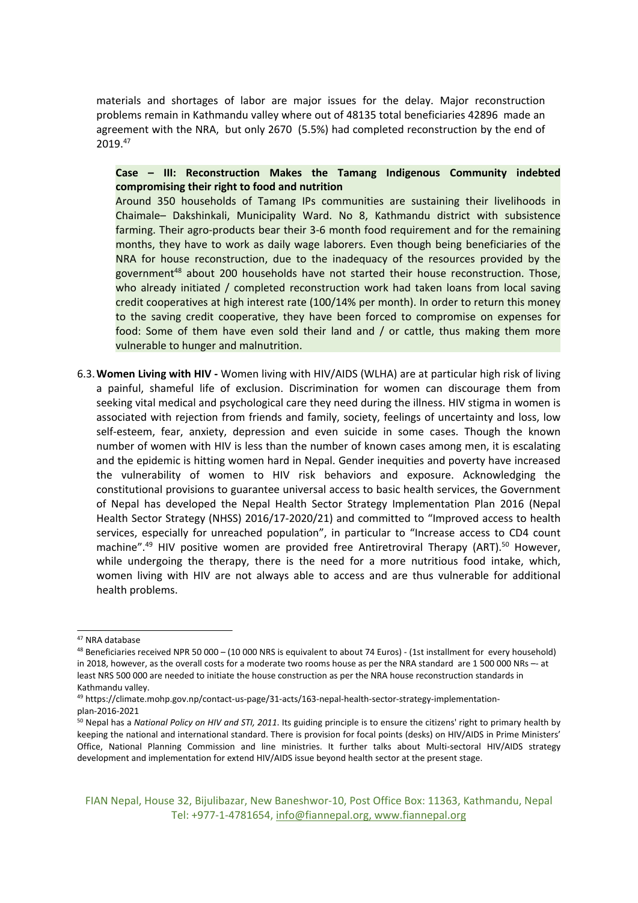materials and shortages of labor are major issues for the delay. Major reconstruction problems remain in Kathmandu valley where out of 48135 total beneficiaries 42896 made an agreement with the NRA, but only 2670 (5.5%) had completed reconstruction by the end of 2019.[47]

**Case – III: Reconstruction Makes the Tamang Indigenous Community indebted compromising their right to food and nutrition**

Around 350 households of Tamang IPs communities are sustaining their livelihoods in Chaimale– Dakshinkali, Municipality Ward. No 8, Kathmandu district with subsistence farming. Their agro-products bear their 3-6 month food requirement and for the remaining months, they have to work as daily wage laborers. Even though being beneficiaries of the NRA for house reconstruction, due to the inadequacy of the resources provided by the government[48] about 200 households have not started their house reconstruction. Those, who already initiated / completed reconstruction work had taken loans from local saving credit cooperatives at high interest rate (100/14% per month). In order to return this money to the saving credit cooperative, they have been forced to compromise on expenses for food: Some of them have even sold their land and / or cattle, thus making them more vulnerable to hunger and malnutrition.

6.3. **Women Living with HIV -** Women living with HIV/AIDS (WLHA) are at particular high risk of living a painful, shameful life of exclusion. Discrimination for women can discourage them from seeking vital medical and psychological care they need during the illness. HIV stigma in women is associated with rejection from friends and family, society, feelings of uncertainty and loss, low self-esteem, fear, anxiety, depression and even suicide in some cases. Though the known number of women with HIV is less than the number of known cases among men, it is escalating and the epidemic is hitting women hard in Nepal. Gender inequities and poverty have increased the vulnerability of women to HIV risk behaviors and exposure. Acknowledging the constitutional provisions to guarantee universal access to basic health services, the Government of Nepal has developed the Nepal Health Sector Strategy Implementation Plan 2016 (Nepal Health Sector Strategy (NHSS) 2016/17-2020/21) and committed to "Improved access to health services, especially for unreached population", in particular to "Increase access to CD4 count machine".[49] HIV positive women are provided free Antiretroviral Therapy (ART).[50] However, while undergoing the therapy, there is the need for a more nutritious food intake, which, women living with HIV are not always able to access and are thus vulnerable for additional health problems.

---

[47] NRA database

[48] Beneficiaries received NPR 50 000 – (10 000 NRS is equivalent to about 74 Euros) - (1st installment for every household) in 2018, however, as the overall costs for a moderate two rooms house as per the NRA standard are 1 500 000 NRs –- at least NRS 500 000 are needed to initiate the house construction as per the NRA house reconstruction standards in Kathmandu valley.

[49] https://climate.mohp.gov.np/contact-us-page/31-acts/163-nepal-health-sector-strategy-implementation-plan-2016-2021

[50] Nepal has a *National Policy on HIV and STI, 2011*. Its guiding principle is to ensure the citizens' right to primary health by keeping the national and international standard. There is provision for focal points (desks) on HIV/AIDS in Prime Ministers' Office, National Planning Commission and line ministries. It further talks about Multi-sectoral HIV/AIDS strategy development and implementation for extend HIV/AIDS issue beyond health sector at the present stage.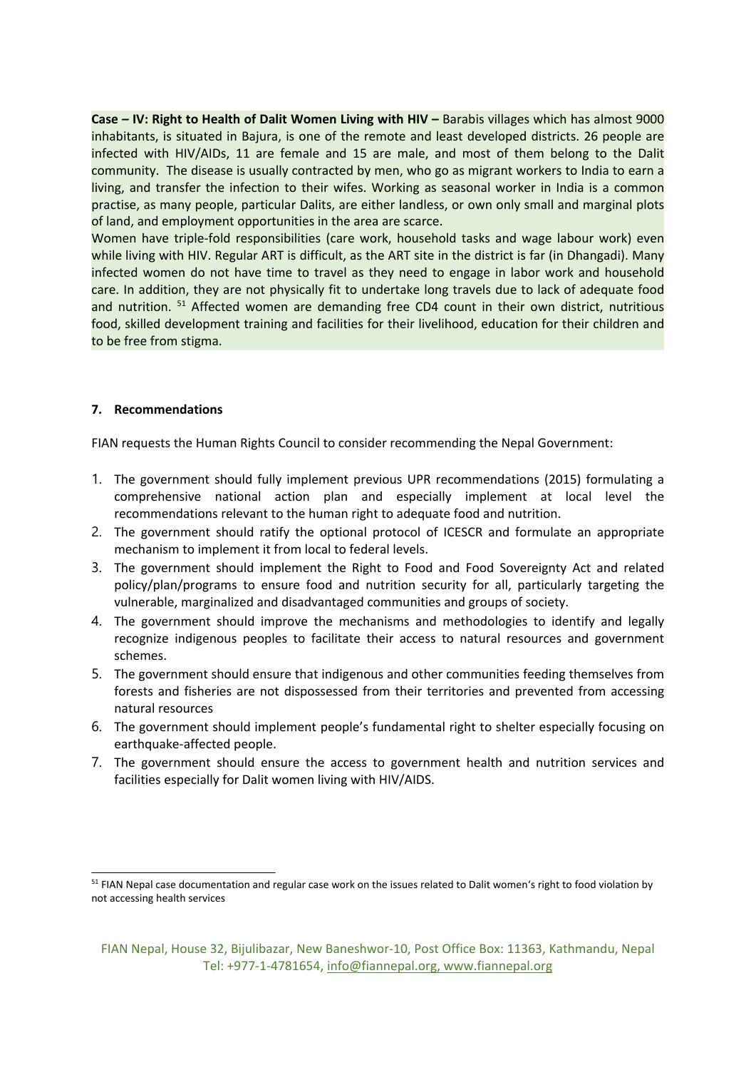**Case – IV: Right to Health of Dalit Women Living with HIV –** Barabis villages which has almost 9000 inhabitants, is situated in Bajura, is one of the remote and least developed districts. 26 people are infected with HIV/AIDs, 11 are female and 15 are male, and most of them belong to the Dalit community. The disease is usually contracted by men, who go as migrant workers to India to earn a living, and transfer the infection to their wifes. Working as seasonal worker in India is a common practise, as many people, particular Dalits, are either landless, or own only small and marginal plots of land, and employment opportunities in the area are scarce.

Women have triple-fold responsibilities (care work, household tasks and wage labour work) even while living with HIV. Regular ART is difficult, as the ART site in the district is far (in Dhangadi). Many infected women do not have time to travel as they need to engage in labor work and household care. In addition, they are not physically fit to undertake long travels due to lack of adequate food and nutrition. [51] Affected women are demanding free CD4 count in their own district, nutritious food, skilled development training and facilities for their livelihood, education for their children and to be free from stigma.

## 7. Recommendations

FIAN requests the Human Rights Council to consider recommending the Nepal Government:

1. The government should fully implement previous UPR recommendations (2015) formulating a comprehensive national action plan and especially implement at local level the recommendations relevant to the human right to adequate food and nutrition.
2. The government should ratify the optional protocol of ICESCR and formulate an appropriate mechanism to implement it from local to federal levels.
3. The government should implement the Right to Food and Food Sovereignty Act and related policy/plan/programs to ensure food and nutrition security for all, particularly targeting the vulnerable, marginalized and disadvantaged communities and groups of society.
4. The government should improve the mechanisms and methodologies to identify and legally recognize indigenous peoples to facilitate their access to natural resources and government schemes.
5. The government should ensure that indigenous and other communities feeding themselves from forests and fisheries are not dispossessed from their territories and prevented from accessing natural resources
6. The government should implement people's fundamental right to shelter especially focusing on earthquake-affected people.
7. The government should ensure the access to government health and nutrition services and facilities especially for Dalit women living with HIV/AIDS.

[51] FIAN Nepal case documentation and regular case work on the issues related to Dalit women's right to food violation by not accessing health services